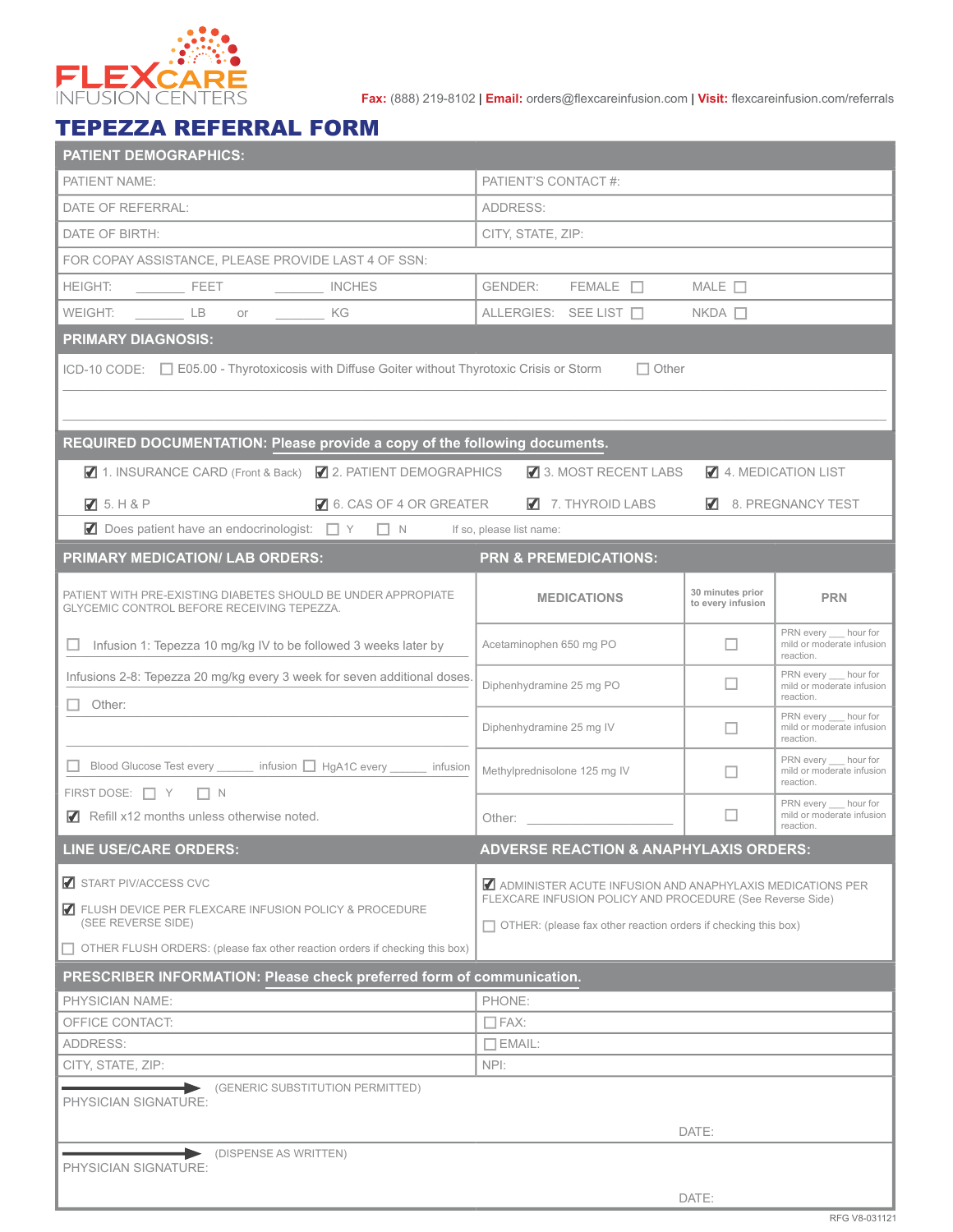FLEXCARE INFUSION CENTERS

**Fax:** (888) 219-8102 | **Email:** orders@flexcareinfusion.com | **Visit:** flexcareinfusion.com/referrals

# TEPEZZA REFERRAL FORM

## PATIENT DEMOGRAPHICS:

| | |
|---|---|
| PATIENT NAME: | PATIENT'S CONTACT #: |
| DATE OF REFERRAL: | ADDRESS: |
| DATE OF BIRTH: | CITY, STATE, ZIP: |
| FOR COPAY ASSISTANCE, PLEASE PROVIDE LAST 4 OF SSN: | |
| HEIGHT: ______ FEET ______ INCHES | GENDER: FEMALE ☐ MALE ☐ |
| WEIGHT: ______ LB or ______ KG | ALLERGIES: SEE LIST ☐ NKDA ☐ |

## PRIMARY DIAGNOSIS:

ICD-10 CODE: ☐ E05.00 - Thyrotoxicosis with Diffuse Goiter without Thyrotoxic Crisis or Storm ☐ Other

## REQUIRED DOCUMENTATION: Please provide a copy of the following documents.

- ☑ 1. INSURANCE CARD (Front & Back)
- ☑ 2. PATIENT DEMOGRAPHICS
- ☑ 3. MOST RECENT LABS
- ☑ 4. MEDICATION LIST
- ☑ 5. H & P
- ☑ 6. CAS OF 4 OR GREATER
- ☑ 7. THYROID LABS
- ☑ 8. PREGNANCY TEST
- ☑ Does patient have an endocrinologist: ☐ Y ☐ N If so, please list name:

## PRIMARY MEDICATION/ LAB ORDERS:

PATIENT WITH PRE-EXISTING DIABETES SHOULD BE UNDER APPROPIATE GLYCEMIC CONTROL BEFORE RECEIVING TEPEZZA.

☐ Infusion 1: Tepezza 10 mg/kg IV to be followed 3 weeks later by

Infusions 2-8: Tepezza 20 mg/kg every 3 week for seven additional doses.

☐ Other:

☐ Blood Glucose Test every ______ infusion ☐ HgA1C every ______ infusion

FIRST DOSE: ☐ Y ☐ N

☑ Refill x12 months unless otherwise noted.

## PRN & PREMEDICATIONS:

| MEDICATIONS | 30 minutes prior to every infusion | PRN |
|---|---|---|
| Acetaminophen 650 mg PO | ☐ | PRN every ___ hour for mild or moderate infusion reaction. |
| Diphenhydramine 25 mg PO | ☐ | PRN every ___ hour for mild or moderate infusion reaction. |
| Diphenhydramine 25 mg IV | ☐ | PRN every ___ hour for mild or moderate infusion reaction. |
| Methylprednisolone 125 mg IV | ☐ | PRN every ___ hour for mild or moderate infusion reaction. |
| Other: ______________ | ☐ | PRN every ___ hour for mild or moderate infusion reaction. |

## LINE USE/CARE ORDERS:

- ☑ START PIV/ACCESS CVC
- ☑ FLUSH DEVICE PER FLEXCARE INFUSION POLICY & PROCEDURE (SEE REVERSE SIDE)
- ☐ OTHER FLUSH ORDERS: (please fax other reaction orders if checking this box)

## ADVERSE REACTION & ANAPHYLAXIS ORDERS:

- ☑ ADMINISTER ACUTE INFUSION AND ANAPHYLAXIS MEDICATIONS PER FLEXCARE INFUSION POLICY AND PROCEDURE (See Reverse Side)
- ☐ OTHER: (please fax other reaction orders if checking this box)

## PRESCRIBER INFORMATION: Please check preferred form of communication.

| | |
|---|---|
| PHYSICIAN NAME: | PHONE: |
| OFFICE CONTACT: | ☐ FAX: |
| ADDRESS: | ☐ EMAIL: |
| CITY, STATE, ZIP: | NPI: |

(GENERIC SUBSTITUTION PERMITTED)

PHYSICIAN SIGNATURE: DATE:

(DISPENSE AS WRITTEN)

PHYSICIAN SIGNATURE: DATE:

RFG V8-031121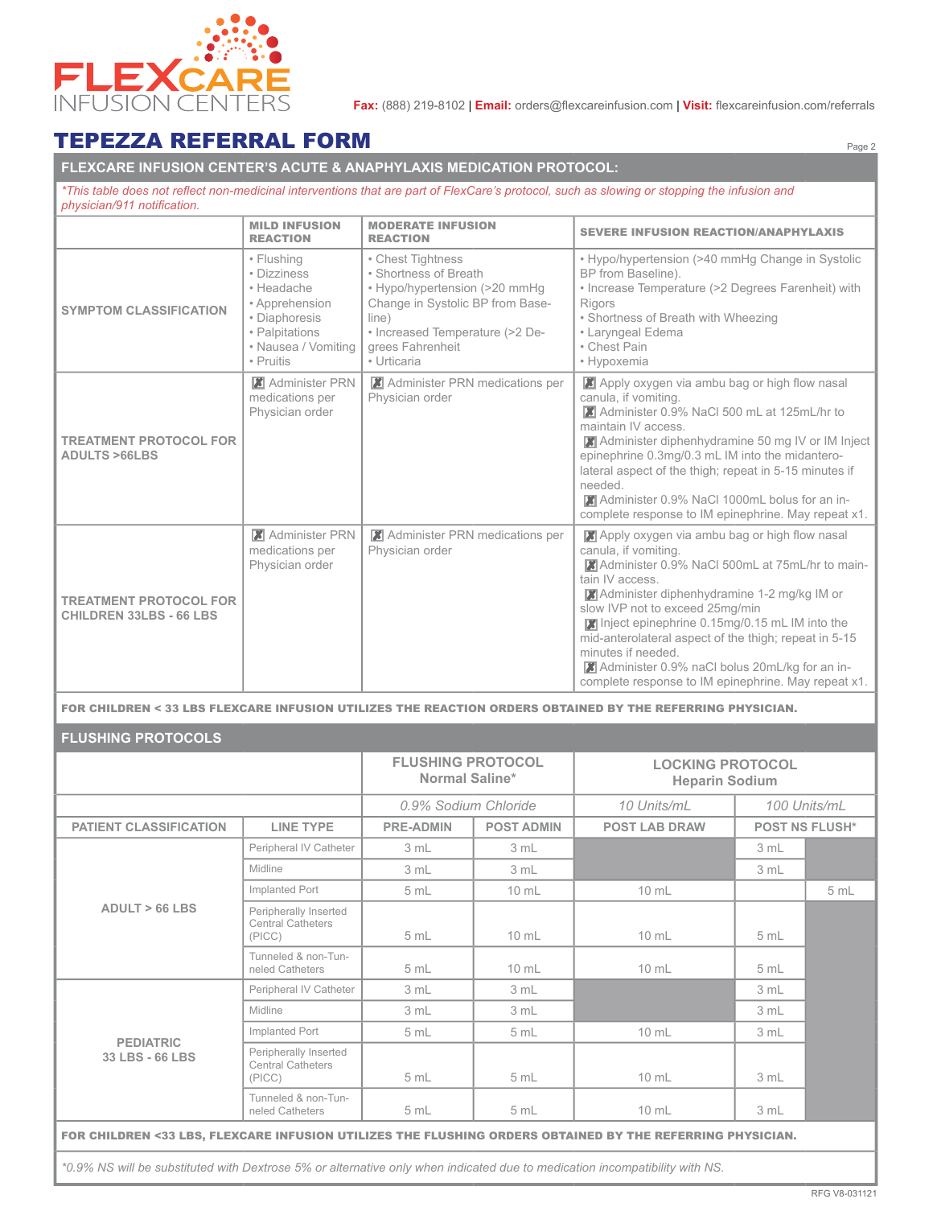# TEPEZZA REFERRAL FORM

**Fax:** (888) 219-8102 | **Email:** orders@flexcareinfusion.com | **Visit:** flexcareinfusion.com/referrals

## FLEXCARE INFUSION CENTER'S ACUTE & ANAPHYLAXIS MEDICATION PROTOCOL:

*\*This table does not reflect non-medicinal interventions that are part of FlexCare's protocol, such as slowing or stopping the infusion and physician/911 notification.*

| | MILD INFUSION REACTION | MODERATE INFUSION REACTION | SEVERE INFUSION REACTION/ANAPHYLAXIS |
|---|---|---|---|
| **SYMPTOM CLASSIFICATION** | • Flushing<br>• Dizziness<br>• Headache<br>• Apprehension<br>• Diaphoresis<br>• Palpitations<br>• Nausea / Vomiting<br>• Pruitis | • Chest Tightness<br>• Shortness of Breath<br>• Hypo/hypertension (>20 mmHg Change in Systolic BP from Base-line)<br>• Increased Temperature (>2 Degrees Farenheit)<br>• Urticaria | • Hypo/hypertension (>40 mmHg Change in Systolic BP from Baseline).<br>• Increase Temperature (>2 Degrees Farenheit) with Rigors<br>• Shortness of Breath with Wheezing<br>• Laryngeal Edema<br>• Chest Pain<br>• Hypoxemia |
| **TREATMENT PROTOCOL FOR ADULTS >66LBS** | ☒ Administer PRN medications per Physician order | ☒ Administer PRN medications per Physician order | ☒ Apply oxygen via ambu bag or high flow nasal canula, if vomiting.<br>☒ Administer 0.9% NaCl 500 mL at 125mL/hr to maintain IV access.<br>☒ Administer diphenhydramine 50 mg IV or IM Inject epinephrine 0.3mg/0.3 mL IM into the midantero-lateral aspect of the thigh; repeat in 5-15 minutes if needed.<br>☒ Administer 0.9% NaCl 1000mL bolus for an in-complete response to IM epinephrine. May repeat x1. |
| **TREATMENT PROTOCOL FOR CHILDREN 33LBS - 66 LBS** | ☒ Administer PRN medications per Physician order | ☒ Administer PRN medications per Physician order | ☒ Apply oxygen via ambu bag or high flow nasal canula, if vomiting.<br>☒ Administer 0.9% NaCl 500mL at 75mL/hr to main-tain IV access.<br>☒ Administer diphenhydramine 1-2 mg/kg IM or slow IVP not to exceed 25mg/min<br>☒ Inject epinephrine 0.15mg/0.15 mL IM into the mid-anterolateral aspect of the thigh; repeat in 5-15 minutes if needed.<br>☒ Administer 0.9% naCl bolus 20mL/kg for an in-complete response to IM epinephrine. May repeat x1. |

**FOR CHILDREN < 33 LBS FLEXCARE INFUSION UTILIZES THE REACTION ORDERS OBTAINED BY THE REFERRING PHYSICIAN.**

## FLUSHING PROTOCOLS

| | | FLUSHING PROTOCOL Normal Saline* | | LOCKING PROTOCOL Heparin Sodium | | |
|---|---|---|---|---|---|---|
| | | *0.9% Sodium Chloride* | | *10 Units/mL* | *100 Units/mL* | |
| **PATIENT CLASSIFICATION** | **LINE TYPE** | **PRE-ADMIN** | **POST ADMIN** | **POST LAB DRAW** | **POST NS FLUSH*** | |
| **ADULT > 66 LBS** | Peripheral IV Catheter | 3 mL | 3 mL | | 3 mL | |
| | Midline | 3 mL | 3 mL | | 3 mL | |
| | Implanted Port | 5 mL | 10 mL | 10 mL | | 5 mL |
| | Peripherally Inserted Central Catheters (PICC) | 5 mL | 10 mL | 10 mL | 5 mL | |
| | Tunneled & non-Tunneled Catheters | 5 mL | 10 mL | 10 mL | 5 mL | |
| **PEDIATRIC 33 LBS - 66 LBS** | Peripheral IV Catheter | 3 mL | 3 mL | | 3 mL | |
| | Midline | 3 mL | 3 mL | | 3 mL | |
| | Implanted Port | 5 mL | 5 mL | 10 mL | 3 mL | |
| | Peripherally Inserted Central Catheters (PICC) | 5 mL | 5 mL | 10 mL | 3 mL | |
| | Tunneled & non-Tunneled Catheters | 5 mL | 5 mL | 10 mL | 3 mL | |

**FOR CHILDREN <33 LBS, FLEXCARE INFUSION UTILIZES THE FLUSHING ORDERS OBTAINED BY THE REFERRING PHYSICIAN.**

*\*0.9% NS will be substituted with Dextrose 5% or alternative only when indicated due to medication incompatibility with NS.*

RFG V8-031121